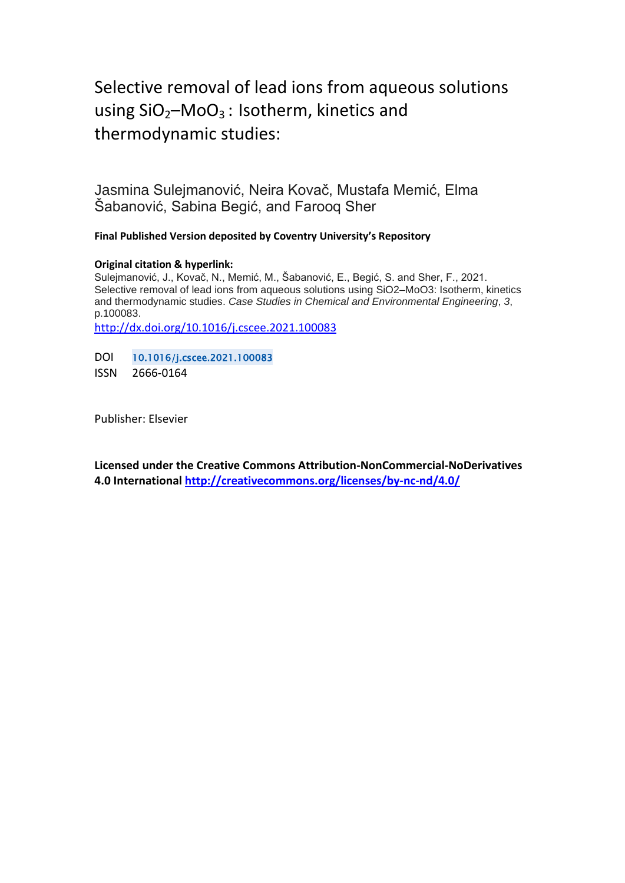# Selective removal of lead ions from aqueous solutions using $SiO_2$–$MoO_3$ : Isotherm, kinetics and thermodynamic studies:

Jasmina Sulejmanović, Neira Kovač, Mustafa Memić, Elma Šabanović, Sabina Begić, and Farooq Sher

**Final Published Version deposited by Coventry University's Repository**

**Original citation & hyperlink:**

Sulejmanović, J., Kovač, N., Memić, M., Šabanović, E., Begić, S. and Sher, F., 2021. Selective removal of lead ions from aqueous solutions using SiO2–MoO3: Isotherm, kinetics and thermodynamic studies. *Case Studies in Chemical and Environmental Engineering*, *3*, p.100083.

http://dx.doi.org/10.1016/j.cscee.2021.100083

DOI 10.1016/j.cscee.2021.100083

ISSN 2666-0164

Publisher: Elsevier

**Licensed under the Creative Commons Attribution-NonCommercial-NoDerivatives 4.0 International** http://creativecommons.org/licenses/by-nc-nd/4.0/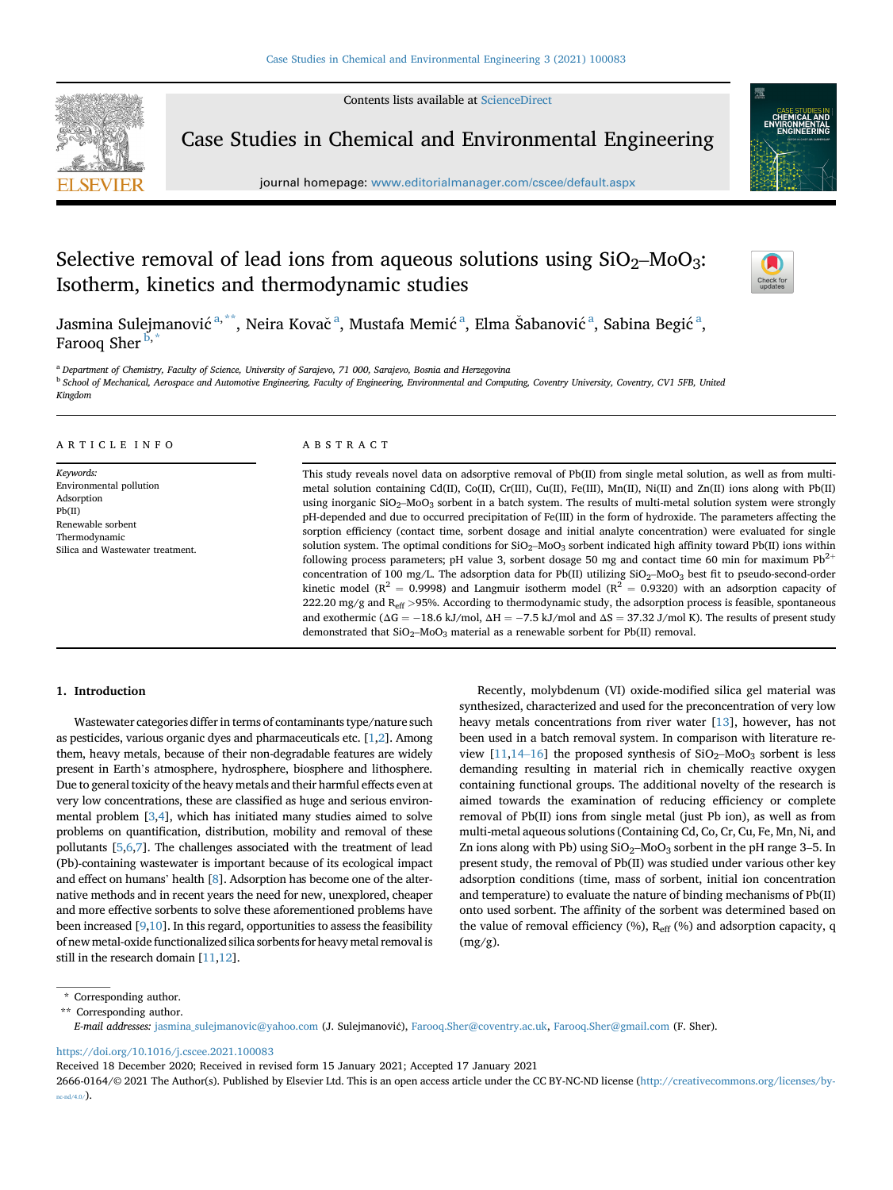# Selective removal of lead ions from aqueous solutions using $SiO_2$–$MoO_3$: Isotherm, kinetics and thermodynamic studies

Jasmina Sulejmanović [a,**], Neira Kovač [a], Mustafa Memić [a], Elma Šabanović [a], Sabina Begić [a], Farooq Sher [b,*]

[a] Department of Chemistry, Faculty of Science, University of Sarajevo, 71 000, Sarajevo, Bosnia and Herzegovina

[b] School of Mechanical, Aerospace and Automotive Engineering, Faculty of Engineering, Environmental and Computing, Coventry University, Coventry, CV1 5FB, United Kingdom

## ARTICLE INFO

*Keywords:*
Environmental pollution
Adsorption
Pb(II)
Renewable sorbent
Thermodynamic
Silica and Wastewater treatment.

## ABSTRACT

This study reveals novel data on adsorptive removal of Pb(II) from single metal solution, as well as from multi-metal solution containing Cd(II), Co(II), Cr(III), Cu(II), Fe(III), Mn(II), Ni(II) and Zn(II) ions along with Pb(II) using inorganic $SiO_2$–$MoO_3$ sorbent in a batch system. The results of multi-metal solution system were strongly pH-depended and due to occurred precipitation of Fe(III) in the form of hydroxide. The parameters affecting the sorption efficiency (contact time, sorbent dosage and initial analyte concentration) were evaluated for single solution system. The optimal conditions for $SiO_2$–$MoO_3$ sorbent indicated high affinity toward Pb(II) ions within following process parameters; pH value 3, sorbent dosage 50 mg and contact time 60 min for maximum $Pb^{2+}$ concentration of 100 mg/L. The adsorption data for Pb(II) utilizing $SiO_2$–$MoO_3$ best fit to pseudo-second-order kinetic model ($R^2 = 0.9998$) and Langmuir isotherm model ($R^2 = 0.9320$) with an adsorption capacity of 222.20 mg/g and $R_{eff}$ >95%. According to thermodynamic study, the adsorption process is feasible, spontaneous and exothermic ($\Delta G = -18.6$ kJ/mol, $\Delta H = -7.5$ kJ/mol and $\Delta S = 37.32$ J/mol K). The results of present study demonstrated that $SiO_2$–$MoO_3$ material as a renewable sorbent for Pb(II) removal.

## 1. Introduction

Wastewater categories differ in terms of contaminants type/nature such as pesticides, various organic dyes and pharmaceuticals etc. [1,2]. Among them, heavy metals, because of their non-degradable features are widely present in Earth's atmosphere, hydrosphere, biosphere and lithosphere. Due to general toxicity of the heavy metals and their harmful effects even at very low concentrations, these are classified as huge and serious environmental problem [3,4], which has initiated many studies aimed to solve problems on quantification, distribution, mobility and removal of these pollutants [5,6,7]. The challenges associated with the treatment of lead (Pb)-containing wastewater is important because of its ecological impact and effect on humans' health [8]. Adsorption has become one of the alternative methods and in recent years the need for new, unexplored, cheaper and more effective sorbents to solve these aforementioned problems have been increased [9,10]. In this regard, opportunities to assess the feasibility of new metal-oxide functionalized silica sorbents for heavy metal removal is still in the research domain [11,12].

Recently, molybdenum (VI) oxide-modified silica gel material was synthesized, characterized and used for the preconcentration of very low heavy metals concentrations from river water [13], however, has not been used in a batch removal system. In comparison with literature review [11,14–16] the proposed synthesis of $SiO_2$–$MoO_3$ sorbent is less demanding resulting in material rich in chemically reactive oxygen containing functional groups. The additional novelty of the research is aimed towards the examination of reducing efficiency or complete removal of Pb(II) ions from single metal (just Pb ion), as well as from multi-metal aqueous solutions (Containing Cd, Co, Cr, Cu, Fe, Mn, Ni, and Zn ions along with Pb) using $SiO_2$–$MoO_3$ sorbent in the pH range 3–5. In present study, the removal of Pb(II) was studied under various other key adsorption conditions (time, mass of sorbent, initial ion concentration and temperature) to evaluate the nature of binding mechanisms of Pb(II) onto used sorbent. The affinity of the sorbent was determined based on the value of removal efficiency (%), $R_{eff}$ (%) and adsorption capacity, q (mg/g).

\* Corresponding author.
\*\* Corresponding author.
*E-mail addresses:* jasmina_sulejmanovic@yahoo.com (J. Sulejmanović), Farooq.Sher@coventry.ac.uk, Farooq.Sher@gmail.com (F. Sher).

https://doi.org/10.1016/j.cscee.2021.100083
Received 18 December 2020; Received in revised form 15 January 2021; Accepted 17 January 2021
2666-0164/© 2021 The Author(s). Published by Elsevier Ltd. This is an open access article under the CC BY-NC-ND license (http://creativecommons.org/licenses/by-nc-nd/4.0/).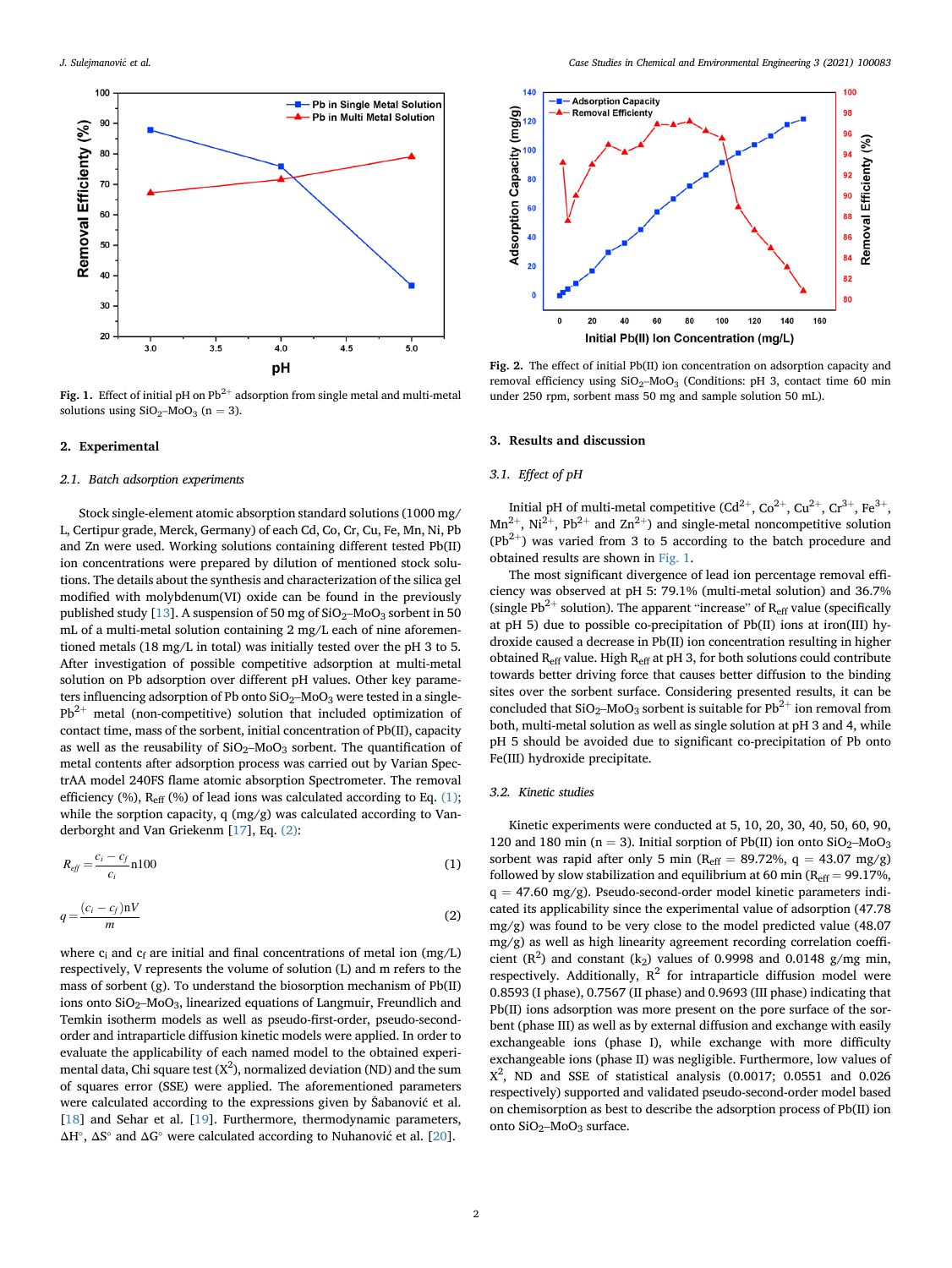Fig. 1. Effect of initial pH on $Pb^{2+}$ adsorption from single metal and multi-metal solutions using $SiO_2$–$MoO_3$ (n = 3).

## 2. Experimental

### 2.1. Batch adsorption experiments

Stock single-element atomic absorption standard solutions (1000 mg/L, Certipur grade, Merck, Germany) of each Cd, Co, Cr, Cu, Fe, Mn, Ni, Pb and Zn were used. Working solutions containing different tested Pb(II) ion concentrations were prepared by dilution of mentioned stock solutions. The details about the synthesis and characterization of the silica gel modified with molybdenum(VI) oxide can be found in the previously published study [13]. A suspension of 50 mg of $SiO_2$–$MoO_3$ sorbent in 50 mL of a multi-metal solution containing 2 mg/L each of nine aforementioned metals (18 mg/L in total) was initially tested over the pH 3 to 5. After investigation of possible competitive adsorption at multi-metal solution on Pb adsorption over different pH values. Other key parameters influencing adsorption of Pb onto $SiO_2$–$MoO_3$ were tested in a single-$Pb^{2+}$ metal (non-competitive) solution that included optimization of contact time, mass of the sorbent, initial concentration of Pb(II), capacity as well as the reusability of $SiO_2$–$MoO_3$ sorbent. The quantification of metal contents after adsorption process was carried out by Varian SpectrAA model 240FS flame atomic absorption Spectrometer. The removal efficiency (%), $R_{eff}$ (%) of lead ions was calculated according to Eq. (1); while the sorption capacity, q (mg/g) was calculated according to Vanderborght and Van Griekenm [17], Eq. (2):

$$R_{eff} = \frac{c_i - c_f}{c_i} n100 \tag{1}$$

$$q = \frac{(c_i - c_f)nV}{m} \tag{2}$$

where $c_i$ and $c_f$ are initial and final concentrations of metal ion (mg/L) respectively, V represents the volume of solution (L) and m refers to the mass of sorbent (g). To understand the biosorption mechanism of Pb(II) ions onto $SiO_2$–$MoO_3$, linearized equations of Langmuir, Freundlich and Temkin isotherm models as well as pseudo-first-order, pseudo-second-order and intraparticle diffusion kinetic models were applied. In order to evaluate the applicability of each named model to the obtained experimental data, Chi square test ($X^2$), normalized deviation (ND) and the sum of squares error (SSE) were applied. The aforementioned parameters were calculated according to the expressions given by Šabanović et al. [18] and Sehar et al. [19]. Furthermore, thermodynamic parameters, $\Delta H°$, $\Delta S°$ and $\Delta G°$ were calculated according to Nuhanović et al. [20].

Fig. 2. The effect of initial Pb(II) ion concentration on adsorption capacity and removal efficiency using $SiO_2$–$MoO_3$ (Conditions: pH 3, contact time 60 min under 250 rpm, sorbent mass 50 mg and sample solution 50 mL).

## 3. Results and discussion

### 3.1. Effect of pH

Initial pH of multi-metal competitive ($Cd^{2+}$, $Co^{2+}$, $Cu^{2+}$, $Cr^{3+}$, $Fe^{3+}$, $Mn^{2+}$, $Ni^{2+}$, $Pb^{2+}$ and $Zn^{2+}$) and single-metal noncompetitive solution ($Pb^{2+}$) was varied from 3 to 5 according to the batch procedure and obtained results are shown in Fig. 1.

The most significant divergence of lead ion percentage removal efficiency was observed at pH 5: 79.1% (multi-metal solution) and 36.7% (single $Pb^{2+}$ solution). The apparent "increase" of $R_{eff}$ value (specifically at pH 5) due to possible co-precipitation of Pb(II) ions at iron(III) hydroxide caused a decrease in Pb(II) ion concentration resulting in higher obtained $R_{eff}$ value. High $R_{eff}$ at pH 3, for both solutions could contribute towards better driving force that causes better diffusion to the binding sites over the sorbent surface. Considering presented results, it can be concluded that $SiO_2$–$MoO_3$ sorbent is suitable for $Pb^{2+}$ ion removal from both, multi-metal solution as well as single solution at pH 3 and 4, while pH 5 should be avoided due to significant co-precipitation of Pb onto Fe(III) hydroxide precipitate.

### 3.2. Kinetic studies

Kinetic experiments were conducted at 5, 10, 20, 30, 40, 50, 60, 90, 120 and 180 min (n = 3). Initial sorption of Pb(II) ion onto $SiO_2$–$MoO_3$ sorbent was rapid after only 5 min ($R_{eff}$ = 89.72%, q = 43.07 mg/g) followed by slow stabilization and equilibrium at 60 min ($R_{eff}$ = 99.17%, q = 47.60 mg/g). Pseudo-second-order model kinetic parameters indicated its applicability since the experimental value of adsorption (47.78 mg/g) was found to be very close to the model predicted value (48.07 mg/g) as well as high linearity agreement recording correlation coefficient ($R^2$) and constant ($k_2$) values of 0.9998 and 0.0148 g/mg min, respectively. Additionally, $R^2$ for intraparticle diffusion model were 0.8593 (I phase), 0.7567 (II phase) and 0.9693 (III phase) indicating that Pb(II) ions adsorption was more present on the pore surface of the sorbent (phase III) as well as by external diffusion and exchange with easily exchangeable ions (phase I), while exchange with more difficulty exchangeable ions (phase II) was negligible. Furthermore, low values of $X^2$, ND and SSE of statistical analysis (0.0017; 0.0551 and 0.026 respectively) supported and validated pseudo-second-order model based on chemisorption as best to describe the adsorption process of Pb(II) ion onto $SiO_2$–$MoO_3$ surface.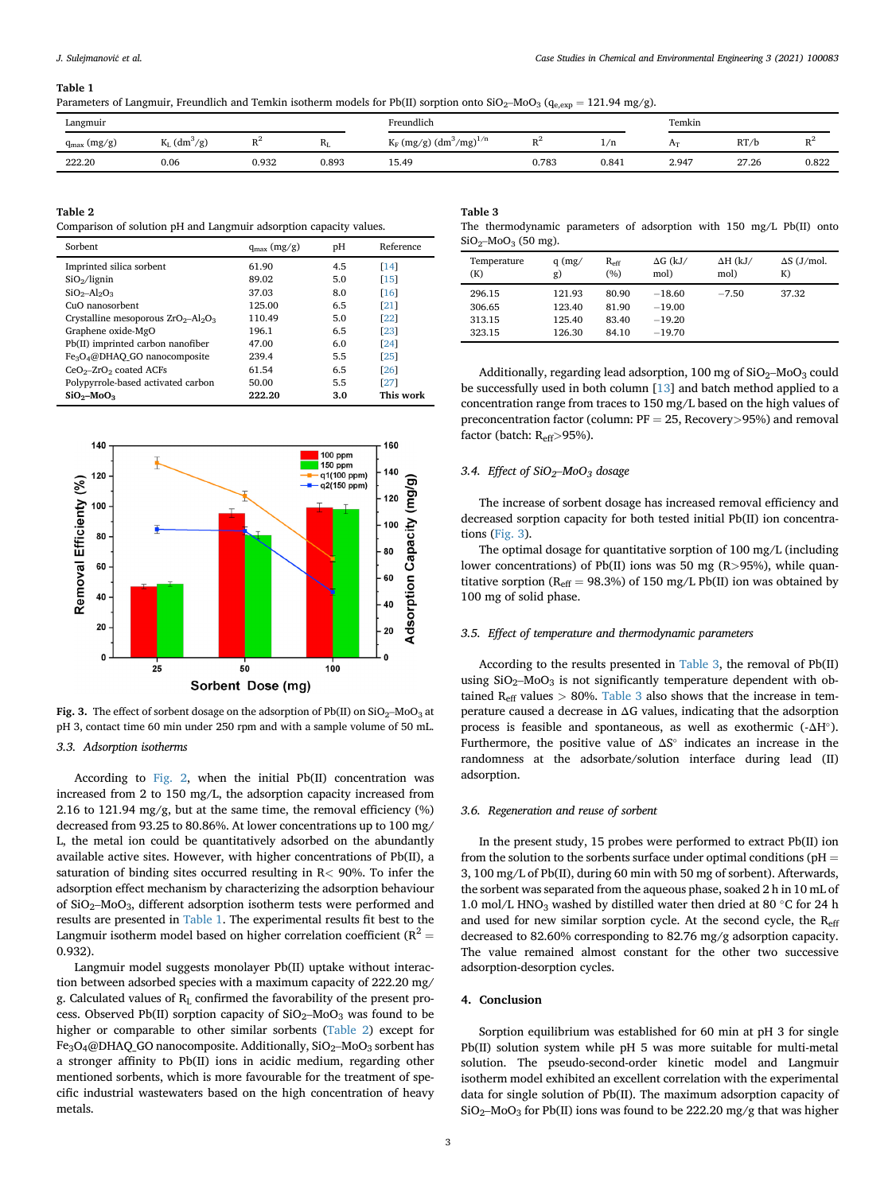**Table 1**
Parameters of Langmuir, Freundlich and Temkin isotherm models for Pb(II) sorption onto $SiO_2$–$MoO_3$ ($q_{e,exp}$ = 121.94 mg/g).

| Langmuir | | | | Freundlich | | | Temkin | | |
|---|---|---|---|---|---|---|---|---|---|
| $q_{max}$ (mg/g) | $K_L$ ($dm^3$/g) | $R^2$ | $R_L$ | $K_F$ (mg/g) ($dm^3$/mg)$^{1/n}$ | $R^2$ | 1/n | $A_T$ | RT/b | $R^2$ |
| 222.20 | 0.06 | 0.932 | 0.893 | 15.49 | 0.783 | 0.841 | 2.947 | 27.26 | 0.822 |

**Table 2**
Comparison of solution pH and Langmuir adsorption capacity values.

| Sorbent | $q_{max}$ (mg/g) | pH | Reference |
|---|---|---|---|
| Imprinted silica sorbent | 61.90 | 4.5 | [14] |
| $SiO_2$/lignin | 89.02 | 5.0 | [15] |
| $SiO_2$–$Al_2O_3$ | 37.03 | 8.0 | [16] |
| CuO nanosorbent | 125.00 | 6.5 | [21] |
| Crystalline mesoporous $ZrO_2$–$Al_2O_3$ | 110.49 | 5.0 | [22] |
| Graphene oxide-MgO | 196.1 | 6.5 | [23] |
| Pb(II) imprinted carbon nanofiber | 47.00 | 6.0 | [24] |
| $Fe_3O_4$@DHAQ_GO nanocomposite | 239.4 | 5.5 | [25] |
| $CeO_2$–$ZrO_2$ coated ACFs | 61.54 | 6.5 | [26] |
| Polypyrrole-based activated carbon | 50.00 | 5.5 | [27] |
| **$SiO_2$–$MoO_3$** | **222.20** | **3.0** | **This work** |

**Fig. 3.** The effect of sorbent dosage on the adsorption of Pb(II) on $SiO_2$–$MoO_3$ at pH 3, contact time 60 min under 250 rpm and with a sample volume of 50 mL.

### 3.3. Adsorption isotherms

According to Fig. 2, when the initial Pb(II) concentration was increased from 2 to 150 mg/L, the adsorption capacity increased from 2.16 to 121.94 mg/g, but at the same time, the removal efficiency (%) decreased from 93.25 to 80.86%. At lower concentrations up to 100 mg/L, the metal ion could be quantitatively adsorbed on the abundantly available active sites. However, with higher concentrations of Pb(II), a saturation of binding sites occurred resulting in R< 90%. To infer the adsorption effect mechanism by characterizing the adsorption behaviour of $SiO_2$–$MoO_3$, different adsorption isotherm tests were performed and results are presented in Table 1. The experimental results fit best to the Langmuir isotherm model based on higher correlation coefficient ($R^2$ = 0.932).

Langmuir model suggests monolayer Pb(II) uptake without interaction between adsorbed species with a maximum capacity of 222.20 mg/g. Calculated values of $R_L$ confirmed the favorability of the present process. Observed Pb(II) sorption capacity of $SiO_2$–$MoO_3$ was found to be higher or comparable to other similar sorbents (Table 2) except for $Fe_3O_4$@DHAQ_GO nanocomposite. Additionally, $SiO_2$–$MoO_3$ sorbent has a stronger affinity to Pb(II) ions in acidic medium, regarding other mentioned sorbents, which is more favourable for the treatment of specific industrial wastewaters based on the high concentration of heavy metals.

**Table 3**
The thermodynamic parameters of adsorption with 150 mg/L Pb(II) onto $SiO_2$–$MoO_3$ (50 mg).

| Temperature (K) | q (mg/g) | $R_{eff}$ (%) | ΔG (kJ/mol) | ΔH (kJ/mol) | ΔS (J/mol. K) |
|---|---|---|---|---|---|
| 296.15 | 121.93 | 80.90 | −18.60 | −7.50 | 37.32 |
| 306.65 | 123.40 | 81.90 | −19.00 | | |
| 313.15 | 125.40 | 83.40 | −19.20 | | |
| 323.15 | 126.30 | 84.10 | −19.70 | | |

Additionally, regarding lead adsorption, 100 mg of $SiO_2$–$MoO_3$ could be successfully used in both column [13] and batch method applied to a concentration range from traces to 150 mg/L based on the high values of preconcentration factor (column: PF = 25, Recovery>95%) and removal factor (batch: $R_{eff}$>95%).

### 3.4. Effect of $SiO_2$–$MoO_3$ dosage

The increase of sorbent dosage has increased removal efficiency and decreased sorption capacity for both tested initial Pb(II) ion concentrations (Fig. 3).

The optimal dosage for quantitative sorption of 100 mg/L (including lower concentrations) of Pb(II) ions was 50 mg (R>95%), while quantitative sorption ($R_{eff}$ = 98.3%) of 150 mg/L Pb(II) ion was obtained by 100 mg of solid phase.

### 3.5. Effect of temperature and thermodynamic parameters

According to the results presented in Table 3, the removal of Pb(II) using $SiO_2$–$MoO_3$ is not significantly temperature dependent with obtained $R_{eff}$ values > 80%. Table 3 also shows that the increase in temperature caused a decrease in ΔG values, indicating that the adsorption process is feasible and spontaneous, as well as exothermic (-ΔH°). Furthermore, the positive value of ΔS° indicates an increase in the randomness at the adsorbate/solution interface during lead (II) adsorption.

### 3.6. Regeneration and reuse of sorbent

In the present study, 15 probes were performed to extract Pb(II) ion from the solution to the sorbents surface under optimal conditions (pH = 3, 100 mg/L of Pb(II), during 60 min with 50 mg of sorbent). Afterwards, the sorbent was separated from the aqueous phase, soaked 2 h in 10 mL of 1.0 mol/L $HNO_3$ washed by distilled water then dried at 80 °C for 24 h and used for new similar sorption cycle. At the second cycle, the $R_{eff}$ decreased to 82.60% corresponding to 82.76 mg/g adsorption capacity. The value remained almost constant for the other two successive adsorption-desorption cycles.

## 4. Conclusion

Sorption equilibrium was established for 60 min at pH 3 for single Pb(II) solution system while pH 5 was more suitable for multi-metal solution. The pseudo-second-order kinetic model and Langmuir isotherm model exhibited an excellent correlation with the experimental data for single solution of Pb(II). The maximum adsorption capacity of $SiO_2$–$MoO_3$ for Pb(II) ions was found to be 222.20 mg/g that was higher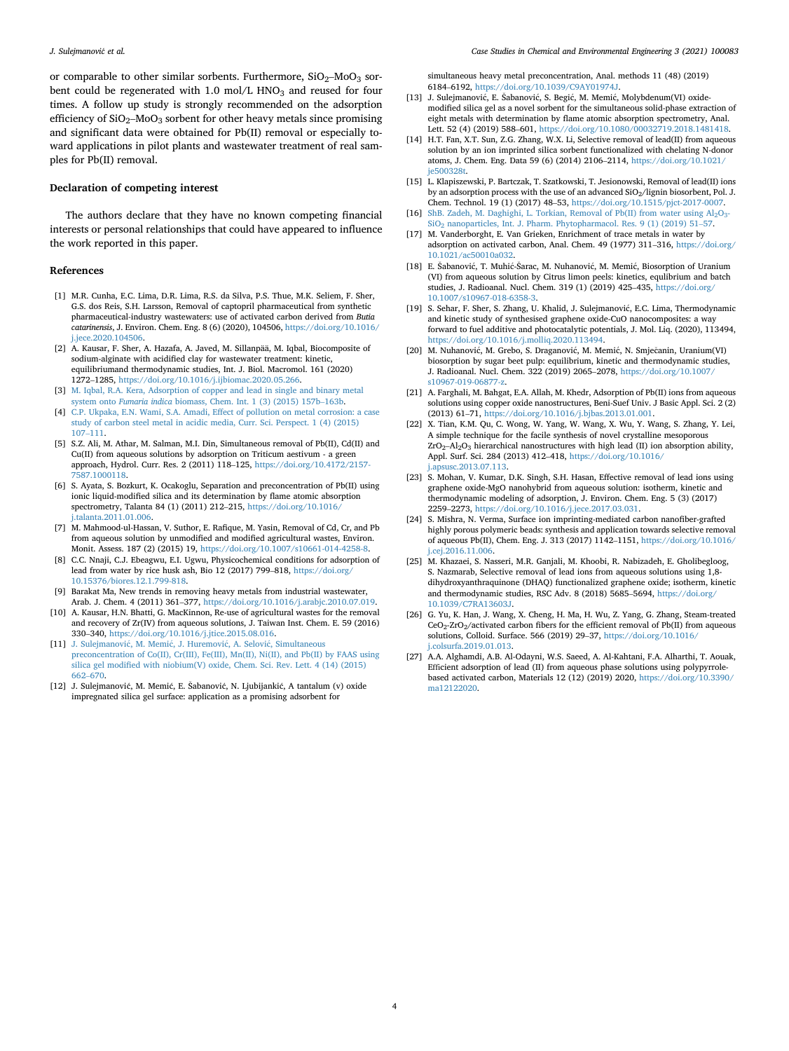or comparable to other similar sorbents. Furthermore, $SiO_2$–$MoO_3$ sorbent could be regenerated with 1.0 mol/L $HNO_3$ and reused for four times. A follow up study is strongly recommended on the adsorption efficiency of $SiO_2$–$MoO_3$ sorbent for other heavy metals since promising and significant data were obtained for Pb(II) removal or especially toward applications in pilot plants and wastewater treatment of real samples for Pb(II) removal.

## Declaration of competing interest

The authors declare that they have no known competing financial interests or personal relationships that could have appeared to influence the work reported in this paper.

## References

[1] M.R. Cunha, E.C. Lima, D.R. Lima, R.S. da Silva, P.S. Thue, M.K. Seliem, F. Sher, G.S. dos Reis, S.H. Larsson, Removal of captopril pharmaceutical from synthetic pharmaceutical-industry wastewaters: use of activated carbon derived from *Butia catarinensis*, J. Environ. Chem. Eng. 8 (6) (2020), 104506, https://doi.org/10.1016/j.jece.2020.104506.

[2] A. Kausar, F. Sher, A. Hazafa, A. Javed, M. Sillanpää, M. Iqbal, Biocomposite of sodium-alginate with acidified clay for wastewater treatment: kinetic, equilibriumand thermodynamic studies, Int. J. Biol. Macromol. 161 (2020) 1272–1285, https://doi.org/10.1016/j.ijbiomac.2020.05.266.

[3] M. Iqbal, R.A. Kera, Adsorption of copper and lead in single and binary metal system onto *Fumaria indica* biomass, Chem. Int. 1 (3) (2015) 157b–163b.

[4] C.P. Ukpaka, E.N. Wami, S.A. Amadi, Effect of pollution on metal corrosion: a case study of carbon steel metal in acidic media, Curr. Sci. Perspect. 1 (4) (2015) 107–111.

[5] S.Z. Ali, M. Athar, M. Salman, M.I. Din, Simultaneous removal of Pb(II), Cd(II) and Cu(II) from aqueous solutions by adsorption on Triticum aestivum - a green approach, Hydrol. Curr. Res. 2 (2011) 118–125, https://doi.org/10.4172/2157-7587.1000118.

[6] S. Ayata, S. Bozkurt, K. Ocakoglu, Separation and preconcentration of Pb(II) using ionic liquid-modified silica and its determination by flame atomic absorption spectrometry, Talanta 84 (1) (2011) 212–215, https://doi.org/10.1016/j.talanta.2011.01.006.

[7] M. Mahmood-ul-Hassan, V. Suthor, E. Rafique, M. Yasin, Removal of Cd, Cr, and Pb from aqueous solution by unmodified and modified agricultural wastes, Environ. Monit. Assess. 187 (2) (2015) 19, https://doi.org/10.1007/s10661-014-4258-8.

[8] C.C. Nnaji, C.J. Ebeagwu, E.I. Ugwu, Physicochemical conditions for adsorption of lead from water by rice husk ash, Bio 12 (2017) 799–818, https://doi.org/10.15376/biores.12.1.799-818.

[9] Barakat Ma, New trends in removing heavy metals from industrial wastewater, Arab. J. Chem. 4 (2011) 361–377, https://doi.org/10.1016/j.arabjc.2010.07.019.

[10] A. Kausar, H.N. Bhatti, G. MacKinnon, Re-use of agricultural wastes for the removal and recovery of Zr(IV) from aqueous solutions, J. Taiwan Inst. Chem. E. 59 (2016) 330–340, https://doi.org/10.1016/j.jtice.2015.08.016.

[11] J. Sulejmanović, M. Memić, J. Huremović, A. Selović, Simultaneous preconcentration of Co(II), Cr(III), Fe(III), Mn(II), Ni(II), and Pb(II) by FAAS using silica gel modified with niobium(V) oxide, Chem. Sci. Rev. Lett. 4 (14) (2015) 662–670.

[12] J. Sulejmanović, M. Memić, E. Šabanović, N. Ljubijankić, A tantalum (v) oxide impregnated silica gel surface: application as a promising adsorbent for simultaneous heavy metal preconcentration, Anal. methods 11 (48) (2019) 6184–6192, https://doi.org/10.1039/C9AY01974J.

[13] J. Sulejmanović, E. Šabanović, S. Begić, M. Memić, Molybdenum(VI) oxide-modified silica gel as a novel sorbent for the simultaneous solid-phase extraction of eight metals with determination by flame atomic absorption spectrometry, Anal. Lett. 52 (4) (2019) 588–601, https://doi.org/10.1080/00032719.2018.1481418.

[14] H.T. Fan, X.T. Sun, Z.G. Zhang, W.X. Li, Selective removal of lead(II) from aqueous solution by an ion imprinted silica sorbent functionalized with chelating N-donor atoms, J. Chem. Eng. Data 59 (6) (2014) 2106–2114, https://doi.org/10.1021/je500328t.

[15] L. Klapiszewski, P. Bartczak, T. Szatkowski, T. Jesionowski, Removal of lead(II) ions by an adsorption process with the use of an advanced $SiO_2$/lignin biosorbent, Pol. J. Chem. Technol. 19 (1) (2017) 48–53, https://doi.org/10.1515/pjct-2017-0007.

[16] ShB. Zadeh, M. Daghighi, L. Torkian, Removal of Pb(II) from water using $Al_2O_3$-$SiO_2$ nanoparticles, Int. J. Pharm. Phytopharmacol. Res. 9 (1) (2019) 51–57.

[17] M. Vanderborght, E. Van Grieken, Enrichment of trace metals in water by adsorption on activated carbon, Anal. Chem. 49 (1977) 311–316, https://doi.org/10.1021/ac50010a032.

[18] E. Šabanović, T. Muhić-Šarac, M. Nuhanović, M. Memić, Biosorption of Uranium (VI) from aqueous solution by Citrus limon peels: kinetics, equlibrium and batch studies, J. Radioanal. Nucl. Chem. 319 (1) (2019) 425–435, https://doi.org/10.1007/s10967-018-6358-3.

[19] S. Sehar, F. Sher, S. Zhang, U. Khalid, J. Sulejmanović, E.C. Lima, Thermodynamic and kinetic study of synthesised graphene oxide-CuO nanocomposites: a way forward to fuel additive and photocatalytic potentials, J. Mol. Liq. (2020), 113494, https://doi.org/10.1016/j.molliq.2020.113494.

[20] M. Nuhanović, M. Grebo, S. Draganović, M. Memić, N. Smječanin, Uranium(VI) biosorption by sugar beet pulp: equilibrium, kinetic and thermodynamic studies, J. Radioanal. Nucl. Chem. 322 (2019) 2065–2078, https://doi.org/10.1007/s10967-019-06877-z.

[21] A. Farghali, M. Bahgat, E.A. Allah, M. Khedr, Adsorption of Pb(II) ions from aqueous solutions using copper oxide nanostructures, Beni-Suef Univ. J Basic Appl. Sci. 2 (2) (2013) 61–71, https://doi.org/10.1016/j.bjbas.2013.01.001.

[22] X. Tian, K.M. Qu, C. Wong, W. Yang, W. Wang, X. Wu, Y. Wang, S. Zhang, Y. Lei, A simple technique for the facile synthesis of novel crystalline mesoporous $ZrO_2$–$Al_2O_3$ hierarchical nanostructures with high lead (II) ion absorption ability, Appl. Surf. Sci. 284 (2013) 412–418, https://doi.org/10.1016/j.apsusc.2013.07.113.

[23] S. Mohan, V. Kumar, D.K. Singh, S.H. Hasan, Effective removal of lead ions using graphene oxide-MgO nanohybrid from aqueous solution: isotherm, kinetic and thermodynamic modeling of adsorption, J. Environ. Chem. Eng. 5 (3) (2017) 2259–2273, https://doi.org/10.1016/j.jece.2017.03.031.

[24] S. Mishra, N. Verma, Surface ion imprinting-mediated carbon nanofiber-grafted highly porous polymeric beads: synthesis and application towards selective removal of aqueous Pb(II), Chem. Eng. J. 313 (2017) 1142–1151, https://doi.org/10.1016/j.cej.2016.11.006.

[25] M. Khazaei, S. Nasseri, M.R. Ganjali, M. Khoobi, R. Nabizadeh, E. Gholibegloog, S. Nazmarab, Selective removal of lead ions from aqueous solutions using 1,8-dihydroxyanthraquinone (DHAQ) functionalized graphene oxide; isotherm, kinetic and thermodynamic studies, RSC Adv. 8 (2018) 5685–5694, https://doi.org/10.1039/C7RA13603J.

[26] G. Yu, K. Han, J. Wang, X. Cheng, H. Ma, H. Wu, Z. Yang, G. Zhang, Steam-treated $CeO_2$-$ZrO_2$/activated carbon fibers for the efficient removal of Pb(II) from aqueous solutions, Colloid. Surface. 566 (2019) 29–37, https://doi.org/10.1016/j.colsurfa.2019.01.013.

[27] A.A. Alghamdi, A.B. Al-Odayni, W.S. Saeed, A. Al-Kahtani, F.A. Alharthi, T. Aouak, Efficient adsorption of lead (II) from aqueous phase solutions using polypyrrole-based activated carbon, Materials 12 (12) (2019) 2020, https://doi.org/10.3390/ma12122020.